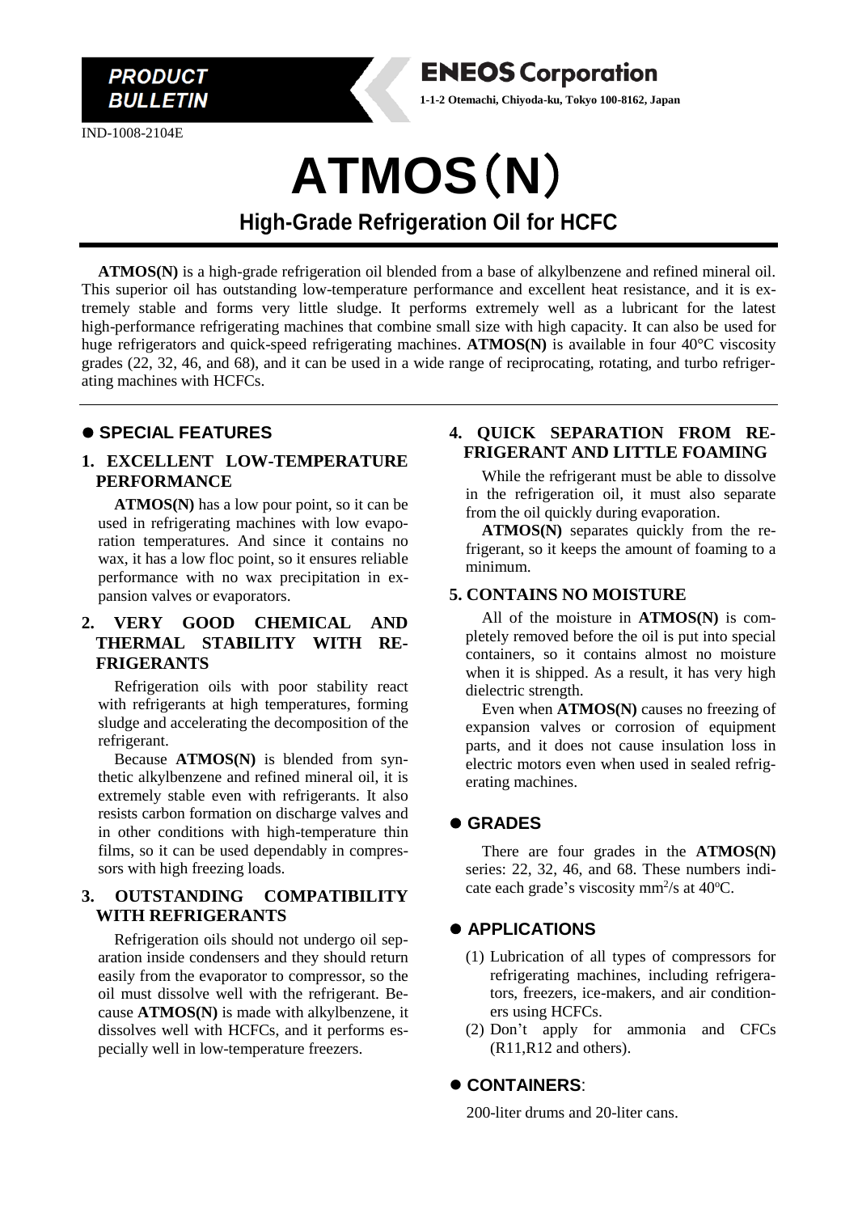**PRODUCT BULLETIN**

**ENEOS Corporation**

**1-1-2 Otemachi, Chiyoda-ku, Tokyo 100-8162, Japan**

IND-1008-2104E

# ATMOS(N)

## High-Grade Refrigeration Oil for HCFC

**ATMOS(N)** is a high-grade refrigeration oil blended from a base of alkylbenzene and refined mineral oil. This superior oil has outstanding low-temperature performance and excellent heat resistance, and it is extremely stable and forms very little sludge. It performs extremely well as a lubricant for the latest high-performance refrigerating machines that combine small size with high capacity. It can also be used for huge refrigerators and quick-speed refrigerating machines. **ATMOS(N)** is available in four 40°C viscosity grades (22, 32, 46, and 68), and it can be used in a wide range of reciprocating, rotating, and turbo refrigerating machines with HCFCs.

## ● SPECIAL FEATURES

### 1. EXCELLENT LOW-TEMPERATURE PERFORMANCE

**ATMOS(N)** has a low pour point, so it can be used in refrigerating machines with low evaporation temperatures. And since it contains no wax, it has a low floc point, so it ensures reliable performance with no wax precipitation in expansion valves or evaporators.

### 2. VERY GOOD CHEMICAL AND THERMAL STABILITY WITH REFRIGERANTS

Refrigeration oils with poor stability react with refrigerants at high temperatures, forming sludge and accelerating the decomposition of the refrigerant.

Because **ATMOS(N)** is blended from synthetic alkylbenzene and refined mineral oil, it is extremely stable even with refrigerants. It also resists carbon formation on discharge valves and in other conditions with high-temperature thin films, so it can be used dependably in compressors with high freezing loads.

### 3. OUTSTANDING COMPATIBILITY WITH REFRIGERANTS

Refrigeration oils should not undergo oil separation inside condensers and they should return easily from the evaporator to compressor, so the oil must dissolve well with the refrigerant. Because **ATMOS(N)** is made with alkylbenzene, it dissolves well with HCFCs, and it performs especially well in low-temperature freezers.

### 4. QUICK SEPARATION FROM REFRIGERANT AND LITTLE FOAMING

While the refrigerant must be able to dissolve in the refrigeration oil, it must also separate from the oil quickly during evaporation.

**ATMOS(N)** separates quickly from the refrigerant, so it keeps the amount of foaming to a minimum.

### 5. CONTAINS NO MOISTURE

All of the moisture in **ATMOS(N)** is completely removed before the oil is put into special containers, so it contains almost no moisture when it is shipped. As a result, it has very high dielectric strength.

Even when **ATMOS(N)** causes no freezing of expansion valves or corrosion of equipment parts, and it does not cause insulation loss in electric motors even when used in sealed refrigerating machines.

## ● GRADES

There are four grades in the **ATMOS(N)** series: 22, 32, 46, and 68. These numbers indicate each grade's viscosity $mm^2/s$ at 40°C.

## ● APPLICATIONS

(1) Lubrication of all types of compressors for refrigerating machines, including refrigerators, freezers, ice-makers, and air conditioners using HCFCs.

(2) Don't apply for ammonia and CFCs (R11,R12 and others).

## ● CONTAINERS:

200-liter drums and 20-liter cans.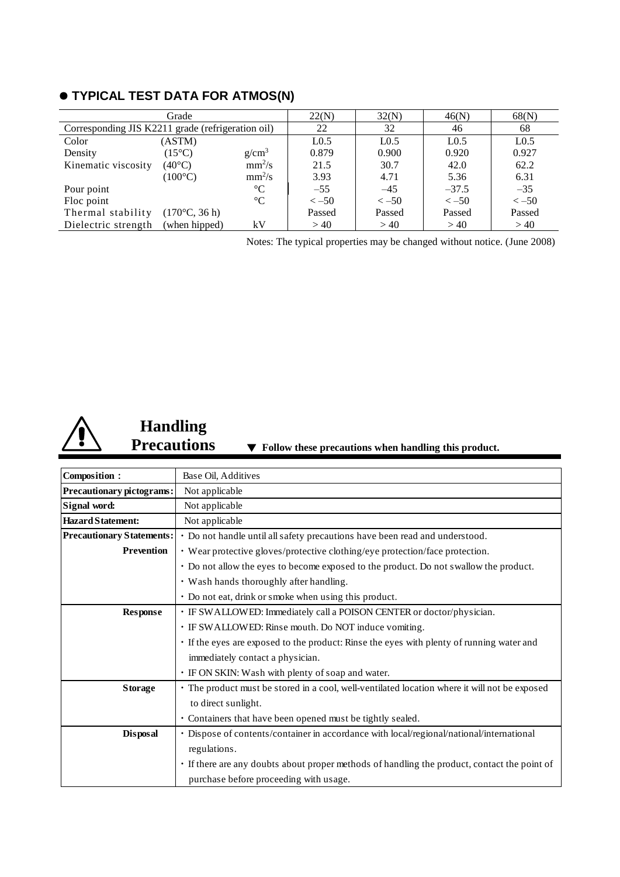## ● TYPICAL TEST DATA FOR ATMOS(N)

| Grade | | | 22(N) | 32(N) | 46(N) | 68(N) |
|---|---|---|---|---|---|---|
| Corresponding JIS K2211 grade (refrigeration oil) | | | 22 | 32 | 46 | 68 |
| Color | (ASTM) | | L0.5 | L0.5 | L0.5 | L0.5 |
| Density | (15°C) | $g/cm^3$ | 0.879 | 0.900 | 0.920 | 0.927 |
| Kinematic viscosity | (40°C) | $mm^2/s$ | 21.5 | 30.7 | 42.0 | 62.2 |
| | (100°C) | $mm^2/s$ | 3.93 | 4.71 | 5.36 | 6.31 |
| Pour point | | °C | –55 | –45 | –37.5 | –35 |
| Floc point | | °C | < –50 | < –50 | < –50 | < –50 |
| Thermal stability | (170°C, 36 h) | | Passed | Passed | Passed | Passed |
| Dielectric strength | (when hipped) | kV | > 40 | > 40 | > 40 | > 40 |

Notes: The typical properties may be changed without notice. (June 2008)

## Handling Precautions

▼ **Follow these precautions when handling this product.**

| | |
|---|---|
| **Composition :** | Base Oil, Additives |
| **Precautionary pictograms:** | Not applicable |
| **Signal word:** | Not applicable |
| **Hazard Statement:** | Not applicable |
| **Precautionary Statements:** **Prevention** | · Do not handle until all safety precautions have been read and understood.<br>· Wear protective gloves/protective clothing/eye protection/face protection.<br>· Do not allow the eyes to become exposed to the product. Do not swallow the product.<br>· Wash hands thoroughly after handling.<br>· Do not eat, drink or smoke when using this product. |
| **Response** | · IF SWALLOWED: Immediately call a POISON CENTER or doctor/physician.<br>· IF SWALLOWED: Rinse mouth. Do NOT induce vomiting.<br>· If the eyes are exposed to the product: Rinse the eyes with plenty of running water and immediately contact a physician.<br>· IF ON SKIN: Wash with plenty of soap and water. |
| **Storage** | · The product must be stored in a cool, well-ventilated location where it will not be exposed to direct sunlight.<br>· Containers that have been opened must be tightly sealed. |
| **Disposal** | · Dispose of contents/container in accordance with local/regional/national/international regulations.<br>· If there are any doubts about proper methods of handling the product, contact the point of purchase before proceeding with usage. |